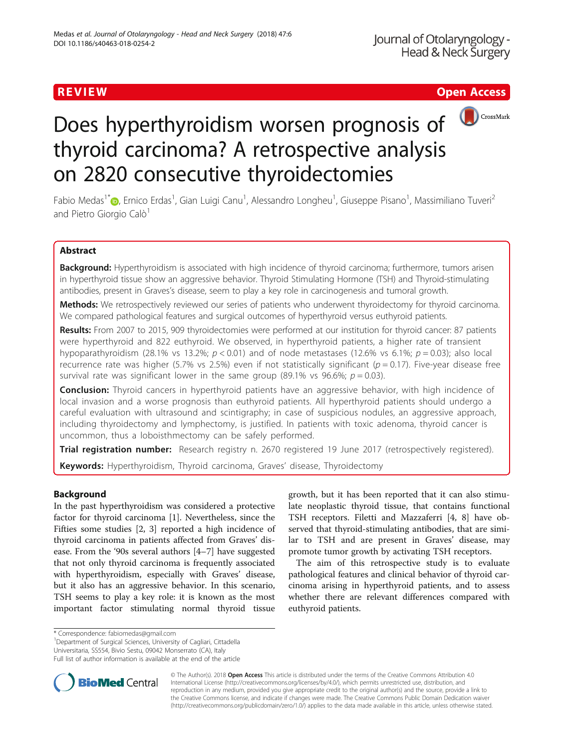REVIEW Open Access

# Does hyperthyroidism worsen prognosis of thyroid carcinoma? A retrospective analysis on 2820 consecutive thyroidectomies

Fabio Medas[1*], Ernico Erdas[1], Gian Luigi Canu[1], Alessandro Longheu[1], Giuseppe Pisano[1], Massimiliano Tuveri[2] and Pietro Giorgio Calò[1]

## Abstract

**Background:** Hyperthyroidism is associated with high incidence of thyroid carcinoma; furthermore, tumors arisen in hyperthyroid tissue show an aggressive behavior. Thyroid Stimulating Hormone (TSH) and Thyroid-stimulating antibodies, present in Graves's disease, seem to play a key role in carcinogenesis and tumoral growth.

**Methods:** We retrospectively reviewed our series of patients who underwent thyroidectomy for thyroid carcinoma. We compared pathological features and surgical outcomes of hyperthyroid versus euthyroid patients.

**Results:** From 2007 to 2015, 909 thyroidectomies were performed at our institution for thyroid cancer: 87 patients were hyperthyroid and 822 euthyroid. We observed, in hyperthyroid patients, a higher rate of transient hypoparathyroidism (28.1% vs 13.2%; $p < 0.01$) and of node metastases (12.6% vs 6.1%; $p = 0.03$); also local recurrence rate was higher (5.7% vs 2.5%) even if not statistically significant ($p = 0.17$). Five-year disease free survival rate was significant lower in the same group (89.1% vs 96.6%; $p = 0.03$).

**Conclusion:** Thyroid cancers in hyperthyroid patients have an aggressive behavior, with high incidence of local invasion and a worse prognosis than euthyroid patients. All hyperthyroid patients should undergo a careful evaluation with ultrasound and scintigraphy; in case of suspicious nodules, an aggressive approach, including thyroidectomy and lymphectomy, is justified. In patients with toxic adenoma, thyroid cancer is uncommon, thus a loboisthmectomy can be safely performed.

**Trial registration number:** Research registry n. 2670 registered 19 June 2017 (retrospectively registered).

**Keywords:** Hyperthyroidism, Thyroid carcinoma, Graves' disease, Thyroidectomy

## Background

In the past hyperthyroidism was considered a protective factor for thyroid carcinoma [1]. Nevertheless, since the Fifties some studies [2, 3] reported a high incidence of thyroid carcinoma in patients affected from Graves' disease. From the '90s several authors [4–7] have suggested that not only thyroid carcinoma is frequently associated with hyperthyroidism, especially with Graves' disease, but it also has an aggressive behavior. In this scenario, TSH seems to play a key role: it is known as the most important factor stimulating normal thyroid tissue growth, but it has been reported that it can also stimulate neoplastic thyroid tissue, that contains functional TSH receptors. Filetti and Mazzaferri [4, 8] have observed that thyroid-stimulating antibodies, that are similar to TSH and are present in Graves' disease, may promote tumor growth by activating TSH receptors.

The aim of this retrospective study is to evaluate pathological features and clinical behavior of thyroid carcinoma arising in hyperthyroid patients, and to assess whether there are relevant differences compared with euthyroid patients.

\* Correspondence: fabiomedas@gmail.com
[1]Department of Surgical Sciences, University of Cagliari, Cittadella Universitaria, SS554, Bivio Sestu, 09042 Monserrato (CA), Italy
Full list of author information is available at the end of the article

© The Author(s). 2018 **Open Access** This article is distributed under the terms of the Creative Commons Attribution 4.0 International License (http://creativecommons.org/licenses/by/4.0/), which permits unrestricted use, distribution, and reproduction in any medium, provided you give appropriate credit to the original author(s) and the source, provide a link to the Creative Commons license, and indicate if changes were made. The Creative Commons Public Domain Dedication waiver (http://creativecommons.org/publicdomain/zero/1.0/) applies to the data made available in this article, unless otherwise stated.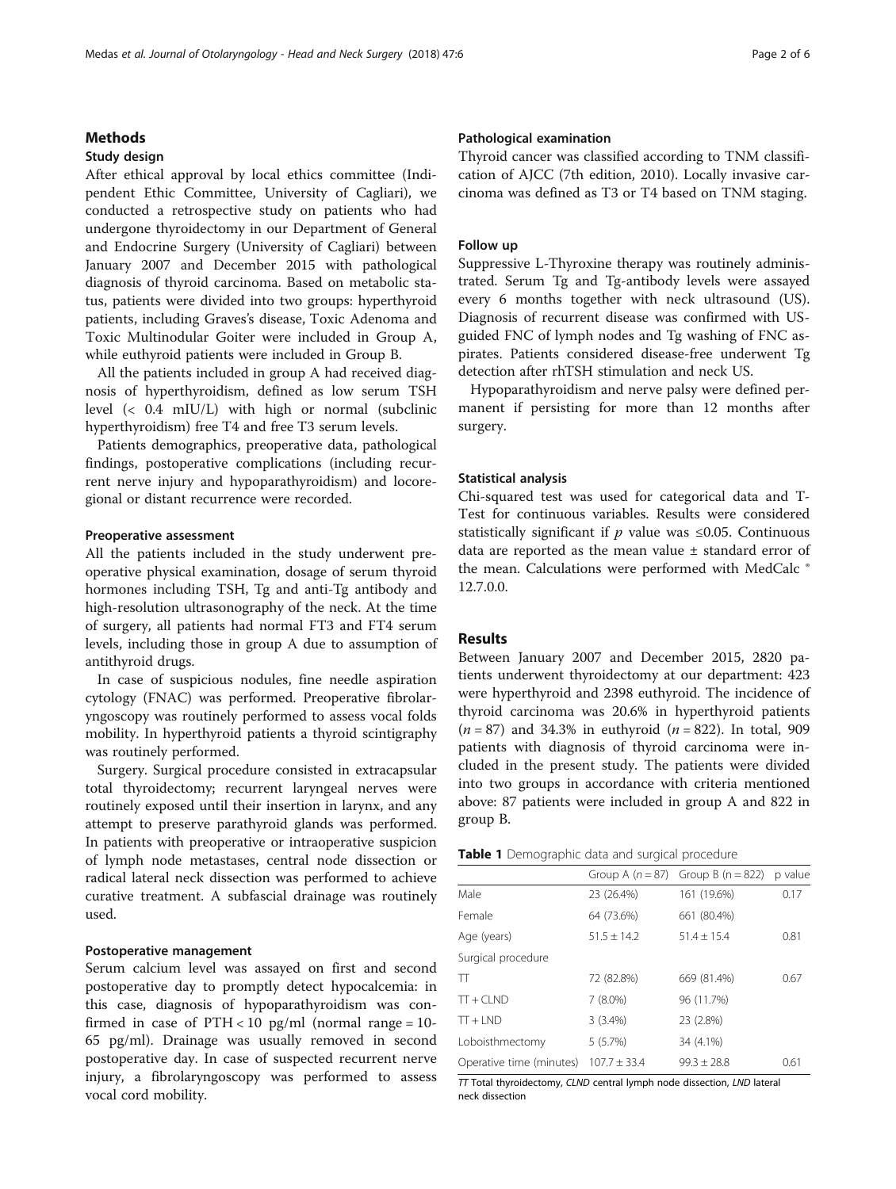## Methods

### Study design

After ethical approval by local ethics committee (Indipendent Ethic Committee, University of Cagliari), we conducted a retrospective study on patients who had undergone thyroidectomy in our Department of General and Endocrine Surgery (University of Cagliari) between January 2007 and December 2015 with pathological diagnosis of thyroid carcinoma. Based on metabolic status, patients were divided into two groups: hyperthyroid patients, including Graves's disease, Toxic Adenoma and Toxic Multinodular Goiter were included in Group A, while euthyroid patients were included in Group B.

All the patients included in group A had received diagnosis of hyperthyroidism, defined as low serum TSH level (< 0.4 mIU/L) with high or normal (subclinic hyperthyroidism) free T4 and free T3 serum levels.

Patients demographics, preoperative data, pathological findings, postoperative complications (including recurrent nerve injury and hypoparathyroidism) and locoregional or distant recurrence were recorded.

#### Preoperative assessment

All the patients included in the study underwent preoperative physical examination, dosage of serum thyroid hormones including TSH, Tg and anti-Tg antibody and high-resolution ultrasonography of the neck. At the time of surgery, all patients had normal FT3 and FT4 serum levels, including those in group A due to assumption of antithyroid drugs.

In case of suspicious nodules, fine needle aspiration cytology (FNAC) was performed. Preoperative fibrolaryngoscopy was routinely performed to assess vocal folds mobility. In hyperthyroid patients a thyroid scintigraphy was routinely performed.

Surgery. Surgical procedure consisted in extracapsular total thyroidectomy; recurrent laryngeal nerves were routinely exposed until their insertion in larynx, and any attempt to preserve parathyroid glands was performed. In patients with preoperative or intraoperative suspicion of lymph node metastases, central node dissection or radical lateral neck dissection was performed to achieve curative treatment. A subfascial drainage was routinely used.

#### Postoperative management

Serum calcium level was assayed on first and second postoperative day to promptly detect hypocalcemia: in this case, diagnosis of hypoparathyroidism was confirmed in case of PTH < 10 pg/ml (normal range = 10-65 pg/ml). Drainage was usually removed in second postoperative day. In case of suspected recurrent nerve injury, a fibrolaryngoscopy was performed to assess vocal cord mobility.

#### Pathological examination

Thyroid cancer was classified according to TNM classification of AJCC (7th edition, 2010). Locally invasive carcinoma was defined as T3 or T4 based on TNM staging.

#### Follow up

Suppressive L-Thyroxine therapy was routinely administrated. Serum Tg and Tg-antibody levels were assayed every 6 months together with neck ultrasound (US). Diagnosis of recurrent disease was confirmed with US-guided FNC of lymph nodes and Tg washing of FNC aspirates. Patients considered disease-free underwent Tg detection after rhTSH stimulation and neck US.

Hypoparathyroidism and nerve palsy were defined permanent if persisting for more than 12 months after surgery.

#### Statistical analysis

Chi-squared test was used for categorical data and T-Test for continuous variables. Results were considered statistically significant if $p$ value was ≤0.05. Continuous data are reported as the mean value ± standard error of the mean. Calculations were performed with MedCalc ® 12.7.0.0.

## Results

Between January 2007 and December 2015, 2820 patients underwent thyroidectomy at our department: 423 were hyperthyroid and 2398 euthyroid. The incidence of thyroid carcinoma was 20.6% in hyperthyroid patients ($n$ = 87) and 34.3% in euthyroid ($n$ = 822). In total, 909 patients with diagnosis of thyroid carcinoma were included in the present study. The patients were divided into two groups in accordance with criteria mentioned above: 87 patients were included in group A and 822 in group B.

**Table 1** Demographic data and surgical procedure

| | Group A ($n$ = 87) | Group B (n = 822) | p value |
|---|---|---|---|
| Male | 23 (26.4%) | 161 (19.6%) | 0.17 |
| Female | 64 (73.6%) | 661 (80.4%) | |
| Age (years) | 51.5 ± 14.2 | 51.4 ± 15.4 | 0.81 |
| Surgical procedure | | | |
| TT | 72 (82.8%) | 669 (81.4%) | 0.67 |
| TT + CLND | 7 (8.0%) | 96 (11.7%) | |
| TT + LND | 3 (3.4%) | 23 (2.8%) | |
| Loboisthmectomy | 5 (5.7%) | 34 (4.1%) | |
| Operative time (minutes) | 107.7 ± 33.4 | 99.3 ± 28.8 | 0.61 |

*TT* Total thyroidectomy, *CLND* central lymph node dissection, *LND* lateral neck dissection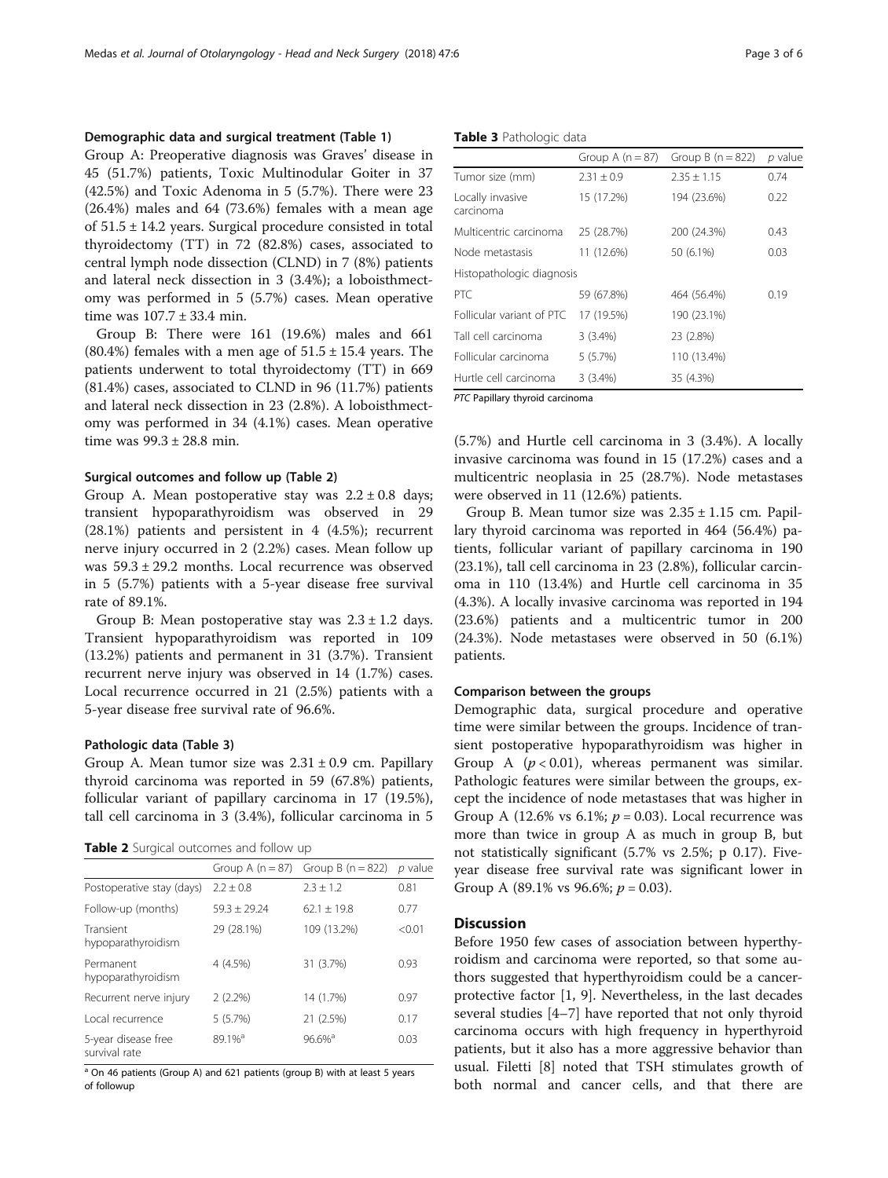### Demographic data and surgical treatment (Table 1)

Group A: Preoperative diagnosis was Graves' disease in 45 (51.7%) patients, Toxic Multinodular Goiter in 37 (42.5%) and Toxic Adenoma in 5 (5.7%). There were 23 (26.4%) males and 64 (73.6%) females with a mean age of 51.5 ± 14.2 years. Surgical procedure consisted in total thyroidectomy (TT) in 72 (82.8%) cases, associated to central lymph node dissection (CLND) in 7 (8%) patients and lateral neck dissection in 3 (3.4%); a loboisthmectomy was performed in 5 (5.7%) cases. Mean operative time was 107.7 ± 33.4 min.

Group B: There were 161 (19.6%) males and 661 (80.4%) females with a men age of 51.5 ± 15.4 years. The patients underwent to total thyroidectomy (TT) in 669 (81.4%) cases, associated to CLND in 96 (11.7%) patients and lateral neck dissection in 23 (2.8%). A loboisthmectomy was performed in 34 (4.1%) cases. Mean operative time was 99.3 ± 28.8 min.

### Surgical outcomes and follow up (Table 2)

Group A. Mean postoperative stay was 2.2 ± 0.8 days; transient hypoparathyroidism was observed in 29 (28.1%) patients and persistent in 4 (4.5%); recurrent nerve injury occurred in 2 (2.2%) cases. Mean follow up was 59.3 ± 29.2 months. Local recurrence was observed in 5 (5.7%) patients with a 5-year disease free survival rate of 89.1%.

Group B: Mean postoperative stay was 2.3 ± 1.2 days. Transient hypoparathyroidism was reported in 109 (13.2%) patients and permanent in 31 (3.7%). Transient recurrent nerve injury was observed in 14 (1.7%) cases. Local recurrence occurred in 21 (2.5%) patients with a 5-year disease free survival rate of 96.6%.

### Pathologic data (Table 3)

Group A. Mean tumor size was 2.31 ± 0.9 cm. Papillary thyroid carcinoma was reported in 59 (67.8%) patients, follicular variant of papillary carcinoma in 17 (19.5%), tall cell carcinoma in 3 (3.4%), follicular carcinoma in 5 (5.7%) and Hurtle cell carcinoma in 3 (3.4%). A locally invasive carcinoma was found in 15 (17.2%) cases and a multicentric neoplasia in 25 (28.7%). Node metastases were observed in 11 (12.6%) patients.

Group B. Mean tumor size was 2.35 ± 1.15 cm. Papillary thyroid carcinoma was reported in 464 (56.4%) patients, follicular variant of papillary carcinoma in 190 (23.1%), tall cell carcinoma in 23 (2.8%), follicular carcinoma in 110 (13.4%) and Hurtle cell carcinoma in 35 (4.3%). A locally invasive carcinoma was reported in 194 (23.6%) patients and a multicentric tumor in 200 (24.3%). Node metastases were observed in 50 (6.1%) patients.

**Table 2** Surgical outcomes and follow up

| | Group A (n = 87) | Group B (n = 822) | *p* value |
|---|---|---|---|
| Postoperative stay (days) | 2.2 ± 0.8 | 2.3 ± 1.2 | 0.81 |
| Follow-up (months) | 59.3 ± 29.24 | 62.1 ± 19.8 | 0.77 |
| Transient hypoparathyroidism | 29 (28.1%) | 109 (13.2%) | <0.01 |
| Permanent hypoparathyroidism | 4 (4.5%) | 31 (3.7%) | 0.93 |
| Recurrent nerve injury | 2 (2.2%) | 14 (1.7%) | 0.97 |
| Local recurrence | 5 (5.7%) | 21 (2.5%) | 0.17 |
| 5-year disease free survival rate | 89.1%[a] | 96.6%[a] | 0.03 |

[a] On 46 patients (Group A) and 621 patients (group B) with at least 5 years of followup

**Table 3** Pathologic data

| | Group A (n = 87) | Group B (n = 822) | *p* value |
|---|---|---|---|
| Tumor size (mm) | 2.31 ± 0.9 | 2.35 ± 1.15 | 0.74 |
| Locally invasive carcinoma | 15 (17.2%) | 194 (23.6%) | 0.22 |
| Multicentric carcinoma | 25 (28.7%) | 200 (24.3%) | 0.43 |
| Node metastasis | 11 (12.6%) | 50 (6.1%) | 0.03 |
| Histopathologic diagnosis | | | |
| PTC | 59 (67.8%) | 464 (56.4%) | 0.19 |
| Follicular variant of PTC | 17 (19.5%) | 190 (23.1%) | |
| Tall cell carcinoma | 3 (3.4%) | 23 (2.8%) | |
| Follicular carcinoma | 5 (5.7%) | 110 (13.4%) | |
| Hurtle cell carcinoma | 3 (3.4%) | 35 (4.3%) | |

*PTC* Papillary thyroid carcinoma

### Comparison between the groups

Demographic data, surgical procedure and operative time were similar between the groups. Incidence of transient postoperative hypoparathyroidism was higher in Group A ($p < 0.01$), whereas permanent was similar. Pathologic features were similar between the groups, except the incidence of node metastases that was higher in Group A (12.6% vs 6.1%; $p = 0.03$). Local recurrence was more than twice in group A as much in group B, but not statistically significant (5.7% vs 2.5%; p 0.17). Five-year disease free survival rate was significant lower in Group A (89.1% vs 96.6%; $p = 0.03$).

## Discussion

Before 1950 few cases of association between hyperthyroidism and carcinoma were reported, so that some authors suggested that hyperthyroidism could be a cancer-protective factor [1, 9]. Nevertheless, in the last decades several studies [4–7] have reported that not only thyroid carcinoma occurs with high frequency in hyperthyroid patients, but it also has a more aggressive behavior than usual. Filetti [8] noted that TSH stimulates growth of both normal and cancer cells, and that there are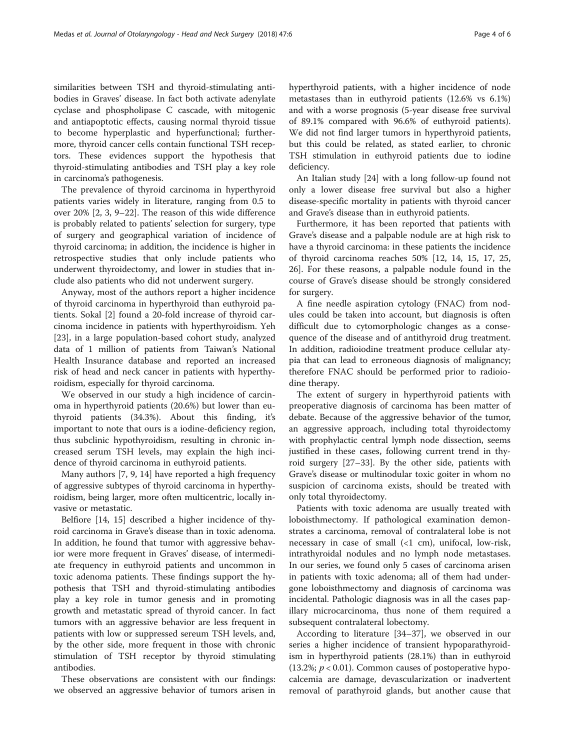similarities between TSH and thyroid-stimulating antibodies in Graves' disease. In fact both activate adenylate cyclase and phospholipase C cascade, with mitogenic and antiapoptotic effects, causing normal thyroid tissue to become hyperplastic and hyperfunctional; furthermore, thyroid cancer cells contain functional TSH receptors. These evidences support the hypothesis that thyroid-stimulating antibodies and TSH play a key role in carcinoma's pathogenesis.

The prevalence of thyroid carcinoma in hyperthyroid patients varies widely in literature, ranging from 0.5 to over 20% [2, 3, 9–22]. The reason of this wide difference is probably related to patients' selection for surgery, type of surgery and geographical variation of incidence of thyroid carcinoma; in addition, the incidence is higher in retrospective studies that only include patients who underwent thyroidectomy, and lower in studies that include also patients who did not underwent surgery.

Anyway, most of the authors report a higher incidence of thyroid carcinoma in hyperthyroid than euthyroid patients. Sokal [2] found a 20-fold increase of thyroid carcinoma incidence in patients with hyperthyroidism. Yeh [23], in a large population-based cohort study, analyzed data of 1 million of patients from Taiwan's National Health Insurance database and reported an increased risk of head and neck cancer in patients with hyperthyroidism, especially for thyroid carcinoma.

We observed in our study a high incidence of carcinoma in hyperthyroid patients (20.6%) but lower than euthyroid patients (34.3%). About this finding, it's important to note that ours is a iodine-deficiency region, thus subclinic hypothyroidism, resulting in chronic increased serum TSH levels, may explain the high incidence of thyroid carcinoma in euthyroid patients.

Many authors [7, 9, 14] have reported a high frequency of aggressive subtypes of thyroid carcinoma in hyperthyroidism, being larger, more often multicentric, locally invasive or metastatic.

Belfiore [14, 15] described a higher incidence of thyroid carcinoma in Grave's disease than in toxic adenoma. In addition, he found that tumor with aggressive behavior were more frequent in Graves' disease, of intermediate frequency in euthyroid patients and uncommon in toxic adenoma patients. These findings support the hypothesis that TSH and thyroid-stimulating antibodies play a key role in tumor genesis and in promoting growth and metastatic spread of thyroid cancer. In fact tumors with an aggressive behavior are less frequent in patients with low or suppressed sereum TSH levels, and, by the other side, more frequent in those with chronic stimulation of TSH receptor by thyroid stimulating antibodies.

These observations are consistent with our findings: we observed an aggressive behavior of tumors arisen in hyperthyroid patients, with a higher incidence of node metastases than in euthyroid patients (12.6% vs 6.1%) and with a worse prognosis (5-year disease free survival of 89.1% compared with 96.6% of euthyroid patients). We did not find larger tumors in hyperthyroid patients, but this could be related, as stated earlier, to chronic TSH stimulation in euthyroid patients due to iodine deficiency.

An Italian study [24] with a long follow-up found not only a lower disease free survival but also a higher disease-specific mortality in patients with thyroid cancer and Grave's disease than in euthyroid patients.

Furthermore, it has been reported that patients with Grave's disease and a palpable nodule are at high risk to have a thyroid carcinoma: in these patients the incidence of thyroid carcinoma reaches 50% [12, 14, 15, 17, 25, 26]. For these reasons, a palpable nodule found in the course of Grave's disease should be strongly considered for surgery.

A fine needle aspiration cytology (FNAC) from nodules could be taken into account, but diagnosis is often difficult due to cytomorphologic changes as a consequence of the disease and of antithyroid drug treatment. In addition, radioiodine treatment produce cellular atypia that can lead to erroneous diagnosis of malignancy; therefore FNAC should be performed prior to radioiodine therapy.

The extent of surgery in hyperthyroid patients with preoperative diagnosis of carcinoma has been matter of debate. Because of the aggressive behavior of the tumor, an aggressive approach, including total thyroidectomy with prophylactic central lymph node dissection, seems justified in these cases, following current trend in thyroid surgery [27–33]. By the other side, patients with Grave's disease or multinodular toxic goiter in whom no suspicion of carcinoma exists, should be treated with only total thyroidectomy.

Patients with toxic adenoma are usually treated with loboisthmectomy. If pathological examination demonstrates a carcinoma, removal of contralateral lobe is not necessary in case of small (<1 cm), unifocal, low-risk, intrathyroidal nodules and no lymph node metastases. In our series, we found only 5 cases of carcinoma arisen in patients with toxic adenoma; all of them had undergone loboisthmectomy and diagnosis of carcinoma was incidental. Pathologic diagnosis was in all the cases papillary microcarcinoma, thus none of them required a subsequent contralateral lobectomy.

According to literature [34–37], we observed in our series a higher incidence of transient hypoparathyroidism in hyperthyroid patients (28.1%) than in euthyroid (13.2%; $p < 0.01$). Common causes of postoperative hypocalcemia are damage, devascularization or inadvertent removal of parathyroid glands, but another cause that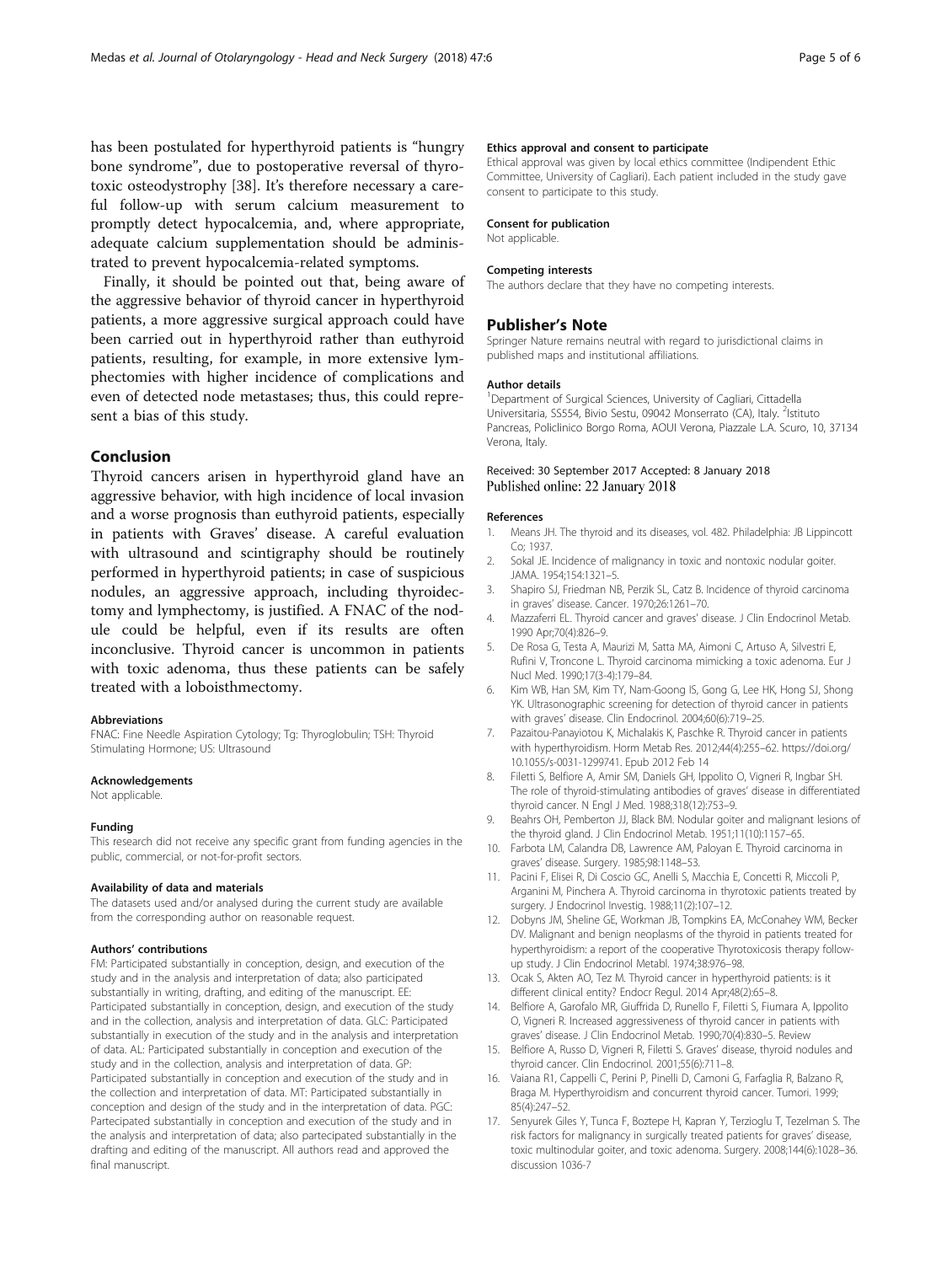has been postulated for hyperthyroid patients is "hungry bone syndrome", due to postoperative reversal of thyrotoxic osteodystrophy [38]. It's therefore necessary a careful follow-up with serum calcium measurement to promptly detect hypocalcemia, and, where appropriate, adequate calcium supplementation should be administrated to prevent hypocalcemia-related symptoms.

Finally, it should be pointed out that, being aware of the aggressive behavior of thyroid cancer in hyperthyroid patients, a more aggressive surgical approach could have been carried out in hyperthyroid rather than euthyroid patients, resulting, for example, in more extensive lymphectomies with higher incidence of complications and even of detected node metastases; thus, this could represent a bias of this study.

## Conclusion

Thyroid cancers arisen in hyperthyroid gland have an aggressive behavior, with high incidence of local invasion and a worse prognosis than euthyroid patients, especially in patients with Graves' disease. A careful evaluation with ultrasound and scintigraphy should be routinely performed in hyperthyroid patients; in case of suspicious nodules, an aggressive approach, including thyroidectomy and lymphectomy, is justified. A FNAC of the nodule could be helpful, even if its results are often inconclusive. Thyroid cancer is uncommon in patients with toxic adenoma, thus these patients can be safely treated with a loboisthmectomy.

#### Abbreviations

FNAC: Fine Needle Aspiration Cytology; Tg: Thyroglobulin; TSH: Thyroid Stimulating Hormone; US: Ultrasound

#### Acknowledgements

Not applicable.

#### Funding

This research did not receive any specific grant from funding agencies in the public, commercial, or not-for-profit sectors.

#### Availability of data and materials

The datasets used and/or analysed during the current study are available from the corresponding author on reasonable request.

#### Authors' contributions

FM: Participated substantially in conception, design, and execution of the study and in the analysis and interpretation of data; also participated substantially in writing, drafting, and editing of the manuscript. EE: Participated substantially in conception, design, and execution of the study and in the collection, analysis and interpretation of data. GLC: Participated substantially in execution of the study and in the analysis and interpretation of data. AL: Participated substantially in conception and execution of the study and in the collection, analysis and interpretation of data. GP: Participated substantially in conception and execution of the study and in the collection and interpretation of data. MT: Participated substantially in conception and design of the study and in the interpretation of data. PGC: Partecipated substantially in conception and execution of the study and in the analysis and interpretation of data; also partecipated substantially in the drafting and editing of the manuscript. All authors read and approved the final manuscript.

#### Ethics approval and consent to participate

Ethical approval was given by local ethics committee (Indipendent Ethic Committee, University of Cagliari). Each patient included in the study gave consent to participate to this study.

#### Consent for publication

Not applicable.

#### Competing interests

The authors declare that they have no competing interests.

### Publisher's Note

Springer Nature remains neutral with regard to jurisdictional claims in published maps and institutional affiliations.

#### Author details

[1]Department of Surgical Sciences, University of Cagliari, Cittadella Universitaria, SS554, Bivio Sestu, 09042 Monserrato (CA), Italy. [2]Istituto Pancreas, Policlinico Borgo Roma, AOUI Verona, Piazzale L.A. Scuro, 10, 37134 Verona, Italy.

Received: 30 September 2017 Accepted: 8 January 2018
Published online: 22 January 2018

#### References

1. Means JH. The thyroid and its diseases, vol. 482. Philadelphia: JB Lippincott Co; 1937.
2. Sokal JE. Incidence of malignancy in toxic and nontoxic nodular goiter. JAMA. 1954;154:1321–5.
3. Shapiro SJ, Friedman NB, Perzik SL, Catz B. Incidence of thyroid carcinoma in graves' disease. Cancer. 1970;26:1261–70.
4. Mazzaferri EL. Thyroid cancer and graves' disease. J Clin Endocrinol Metab. 1990 Apr;70(4):826–9.
5. De Rosa G, Testa A, Maurizi M, Satta MA, Aimoni C, Artuso A, Silvestri E, Rufini V, Troncone L. Thyroid carcinoma mimicking a toxic adenoma. Eur J Nucl Med. 1990;17(3-4):179–84.
6. Kim WB, Han SM, Kim TY, Nam-Goong IS, Gong G, Lee HK, Hong SJ, Shong YK. Ultrasonographic screening for detection of thyroid cancer in patients with graves' disease. Clin Endocrinol. 2004;60(6):719–25.
7. Pazaitou-Panayiotou K, Michalakis K, Paschke R. Thyroid cancer in patients with hyperthyroidism. Horm Metab Res. 2012;44(4):255–62. https://doi.org/10.1055/s-0031-1299741. Epub 2012 Feb 14
8. Filetti S, Belfiore A, Amir SM, Daniels GH, Ippolito O, Vigneri R, Ingbar SH. The role of thyroid-stimulating antibodies of graves' disease in differentiated thyroid cancer. N Engl J Med. 1988;318(12):753–9.
9. Beahrs OH, Pemberton JJ, Black BM. Nodular goiter and malignant lesions of the thyroid gland. J Clin Endocrinol Metab. 1951;11(10):1157–65.
10. Farbota LM, Calandra DB, Lawrence AM, Paloyan E. Thyroid carcinoma in graves' disease. Surgery. 1985;98:1148–53.
11. Pacini F, Elisei R, Di Coscio GC, Anelli S, Macchia E, Concetti R, Miccoli P, Arganini M, Pinchera A. Thyroid carcinoma in thyrotoxic patients treated by surgery. J Endocrinol Investig. 1988;11(2):107–12.
12. Dobyns JM, Sheline GE, Workman JB, Tompkins EA, McConahey WM, Becker DV. Malignant and benign neoplasms of the thyroid in patients treated for hyperthyroidism: a report of the cooperative Thyrotoxicosis therapy follow-up study. J Clin Endocrinol Metabl. 1974;38:976–98.
13. Ocak S, Akten AO, Tez M. Thyroid cancer in hyperthyroid patients: is it different clinical entity? Endocr Regul. 2014 Apr;48(2):65–8.
14. Belfiore A, Garofalo MR, Giuffrida D, Runello F, Filetti S, Fiumara A, Ippolito O, Vigneri R. Increased aggressiveness of thyroid cancer in patients with graves' disease. J Clin Endocrinol Metab. 1990;70(4):830–5. Review
15. Belfiore A, Russo D, Vigneri R, Filetti S. Graves' disease, thyroid nodules and thyroid cancer. Clin Endocrinol. 2001;55(6):711–8.
16. Vaiana R1, Cappelli C, Perini P, Pinelli D, Camoni G, Farfaglia R, Balzano R, Braga M. Hyperthyroidism and concurrent thyroid cancer. Tumori. 1999;85(4):247–52.
17. Senyurek Giles Y, Tunca F, Boztepe H, Kapran Y, Terzioglu T, Tezelman S. The risk factors for malignancy in surgically treated patients for graves' disease, toxic multinodular goiter, and toxic adenoma. Surgery. 2008;144(6):1028–36. discussion 1036-7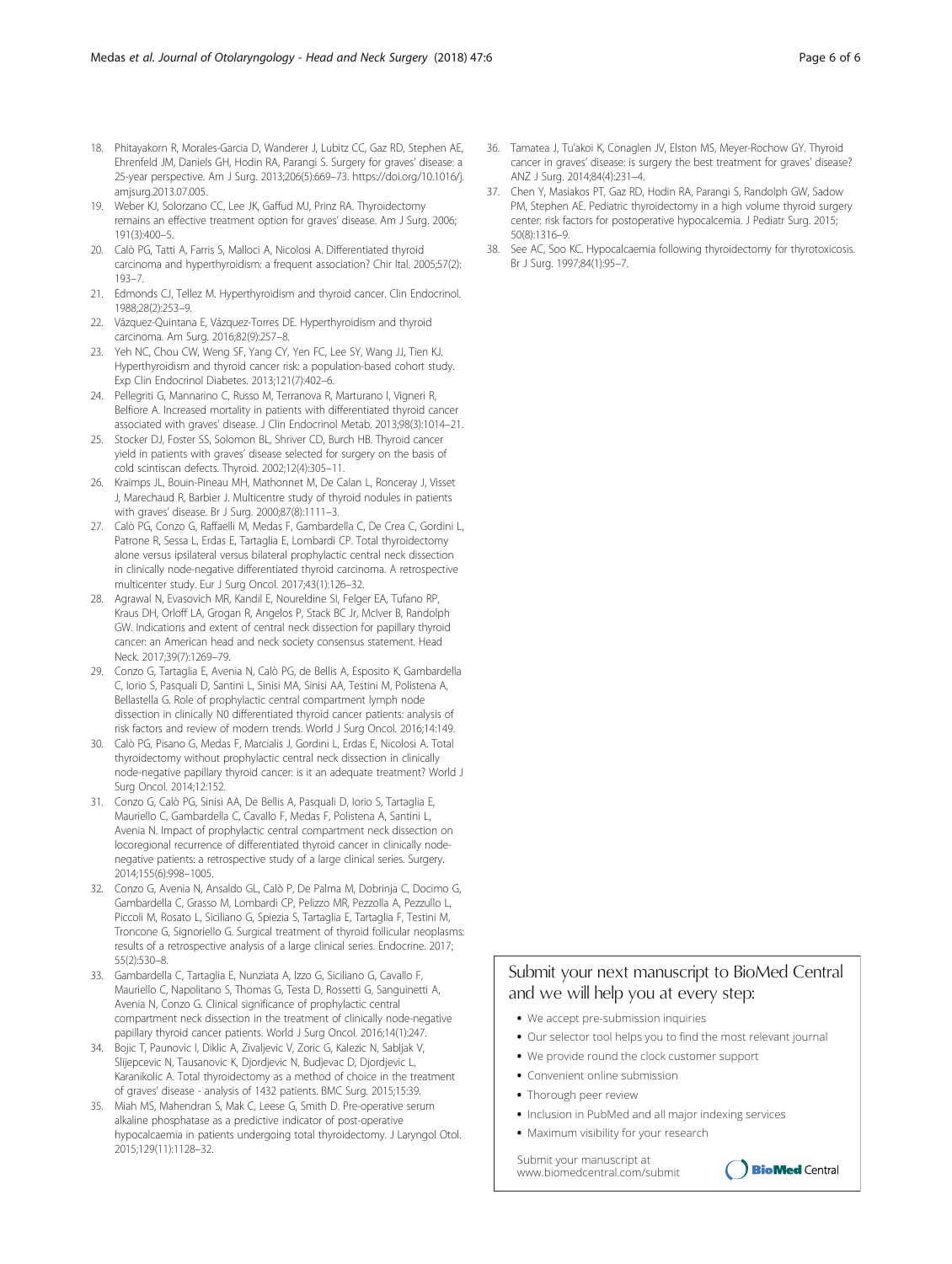18. Phitayakorn R, Morales-Garcia D, Wanderer J, Lubitz CC, Gaz RD, Stephen AE, Ehrenfeld JM, Daniels GH, Hodin RA, Parangi S. Surgery for graves' disease: a 25-year perspective. Am J Surg. 2013;206(5):669–73. https://doi.org/10.1016/j.amjsurg.2013.07.005.
19. Weber KJ, Solorzano CC, Lee JK, Gaffud MJ, Prinz RA. Thyroidectomy remains an effective treatment option for graves' disease. Am J Surg. 2006; 191(3):400–5.
20. Calò PG, Tatti A, Farris S, Malloci A, Nicolosi A. Differentiated thyroid carcinoma and hyperthyroidism: a frequent association? Chir Ital. 2005;57(2): 193–7.
21. Edmonds CJ, Tellez M. Hyperthyroidism and thyroid cancer. Clin Endocrinol. 1988;28(2):253–9.
22. Vázquez-Quintana E, Vázquez-Torres DE. Hyperthyroidism and thyroid carcinoma. Am Surg. 2016;82(9):257–8.
23. Yeh NC, Chou CW, Weng SF, Yang CY, Yen FC, Lee SY, Wang JJ, Tien KJ. Hyperthyroidism and thyroid cancer risk: a population-based cohort study. Exp Clin Endocrinol Diabetes. 2013;121(7):402–6.
24. Pellegriti G, Mannarino C, Russo M, Terranova R, Marturano I, Vigneri R, Belfiore A. Increased mortality in patients with differentiated thyroid cancer associated with graves' disease. J Clin Endocrinol Metab. 2013;98(3):1014–21.
25. Stocker DJ, Foster SS, Solomon BL, Shriver CD, Burch HB. Thyroid cancer yield in patients with graves' disease selected for surgery on the basis of cold scintiscan defects. Thyroid. 2002;12(4):305–11.
26. Kraimps JL, Bouin-Pineau MH, Mathonnet M, De Calan L, Ronceray J, Visset J, Marechaud R, Barbier J. Multicentre study of thyroid nodules in patients with graves' disease. Br J Surg. 2000;87(8):1111–3.
27. Calò PG, Conzo G, Raffaelli M, Medas F, Gambardella C, De Crea C, Gordini L, Patrone R, Sessa L, Erdas E, Tartaglia E, Lombardi CP. Total thyroidectomy alone versus ipsilateral versus bilateral prophylactic central neck dissection in clinically node-negative differentiated thyroid carcinoma. A retrospective multicenter study. Eur J Surg Oncol. 2017;43(1):126–32.
28. Agrawal N, Evasovich MR, Kandil E, Noureldine SI, Felger EA, Tufano RP, Kraus DH, Orloff LA, Grogan R, Angelos P, Stack BC Jr, McIver B, Randolph GW. Indications and extent of central neck dissection for papillary thyroid cancer: an American head and neck society consensus statement. Head Neck. 2017;39(7):1269–79.
29. Conzo G, Tartaglia E, Avenia N, Calò PG, de Bellis A, Esposito K, Gambardella C, Iorio S, Pasquali D, Santini L, Sinisi MA, Sinisi AA, Testini M, Polistena A, Bellastella G. Role of prophylactic central compartment lymph node dissection in clinically N0 differentiated thyroid cancer patients: analysis of risk factors and review of modern trends. World J Surg Oncol. 2016;14:149.
30. Calò PG, Pisano G, Medas F, Marcialis J, Gordini L, Erdas E, Nicolosi A. Total thyroidectomy without prophylactic central neck dissection in clinically node-negative papillary thyroid cancer: is it an adequate treatment? World J Surg Oncol. 2014;12:152.
31. Conzo G, Calò PG, Sinisi AA, De Bellis A, Pasquali D, Iorio S, Tartaglia E, Mauriello C, Gambardella C, Cavallo F, Medas F, Polistena A, Santini L, Avenia N. Impact of prophylactic central compartment neck dissection on locoregional recurrence of differentiated thyroid cancer in clinically node-negative patients: a retrospective study of a large clinical series. Surgery. 2014;155(6):998–1005.
32. Conzo G, Avenia N, Ansaldo GL, Calò P, De Palma M, Dobrinja C, Docimo G, Gambardella C, Grasso M, Lombardi CP, Pelizzo MR, Pezzolla A, Pezzullo L, Piccoli M, Rosato L, Siciliano G, Spiezia S, Tartaglia E, Tartaglia F, Testini M, Troncone G, Signoriello G. Surgical treatment of thyroid follicular neoplasms: results of a retrospective analysis of a large clinical series. Endocrine. 2017; 55(2):530–8.
33. Gambardella C, Tartaglia E, Nunziata A, Izzo G, Siciliano G, Cavallo F, Mauriello C, Napolitano S, Thomas G, Testa D, Rossetti G, Sanguinetti A, Avenia N, Conzo G. Clinical significance of prophylactic central compartment neck dissection in the treatment of clinically node-negative papillary thyroid cancer patients. World J Surg Oncol. 2016;14(1):247.
34. Bojic T, Paunovic I, Diklic A, Zivaljevic V, Zoric G, Kalezic N, Sabljak V, Slijepcevic N, Tausanovic K, Djordjevic N, Budjevac D, Djordjevic L, Karanikolic A. Total thyroidectomy as a method of choice in the treatment of graves' disease - analysis of 1432 patients. BMC Surg. 2015;15:39.
35. Miah MS, Mahendran S, Mak C, Leese G, Smith D. Pre-operative serum alkaline phosphatase as a predictive indicator of post-operative hypocalcaemia in patients undergoing total thyroidectomy. J Laryngol Otol. 2015;129(11):1128–32.
36. Tamatea J, Tu'akoi K, Conaglen JV, Elston MS, Meyer-Rochow GY. Thyroid cancer in graves' disease: is surgery the best treatment for graves' disease? ANZ J Surg. 2014;84(4):231–4.
37. Chen Y, Masiakos PT, Gaz RD, Hodin RA, Parangi S, Randolph GW, Sadow PM, Stephen AE. Pediatric thyroidectomy in a high volume thyroid surgery center: risk factors for postoperative hypocalcemia. J Pediatr Surg. 2015; 50(8):1316–9.
38. See AC, Soo KC. Hypocalcaemia following thyroidectomy for thyrotoxicosis. Br J Surg. 1997;84(1):95–7.

Submit your next manuscript to BioMed Central and we will help you at every step:

- We accept pre-submission inquiries
- Our selector tool helps you to find the most relevant journal
- We provide round the clock customer support
- Convenient online submission
- Thorough peer review
- Inclusion in PubMed and all major indexing services
- Maximum visibility for your research

Submit your manuscript at www.biomedcentral.com/submit

BioMed Central